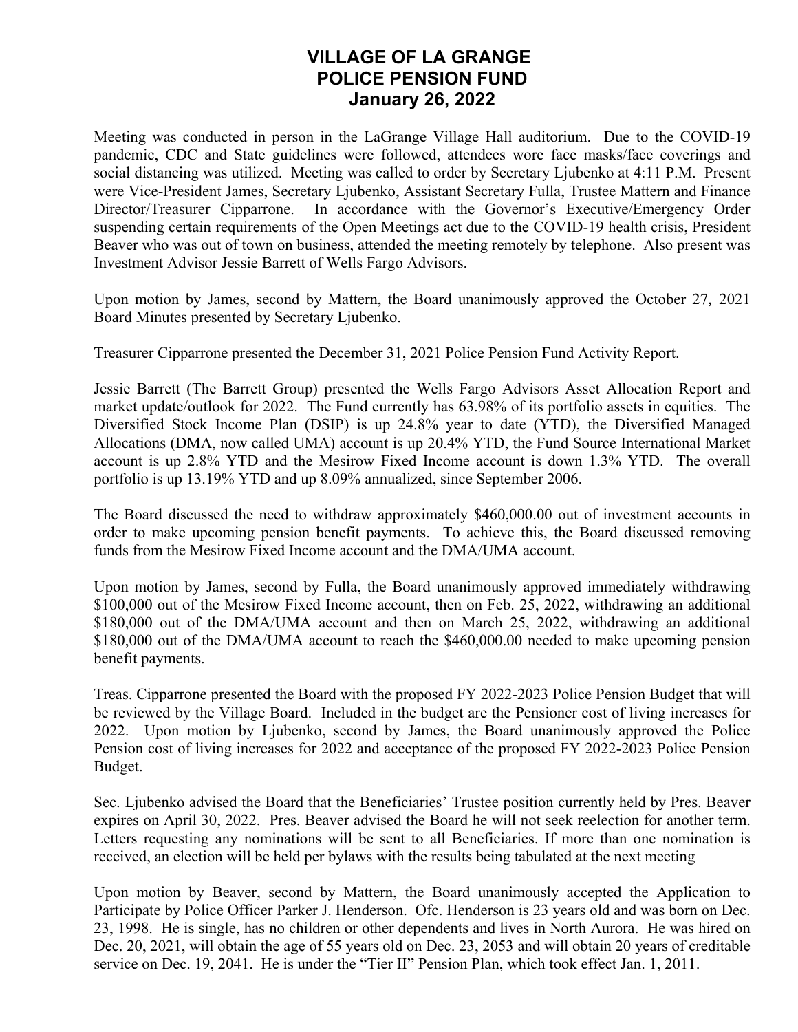# VILLAGE OF LA GRANGE POLICE PENSION FUND January 26, 2022

Meeting was conducted in person in the LaGrange Village Hall auditorium. Due to the COVID-19 pandemic, CDC and State guidelines were followed, attendees wore face masks/face coverings and social distancing was utilized. Meeting was called to order by Secretary Ljubenko at 4:11 P.M. Present were Vice-President James, Secretary Ljubenko, Assistant Secretary Fulla, Trustee Mattern and Finance Director/Treasurer Cipparrone. In accordance with the Governor's Executive/Emergency Order suspending certain requirements of the Open Meetings act due to the COVID-19 health crisis, President Beaver who was out of town on business, attended the meeting remotely by telephone. Also present was Investment Advisor Jessie Barrett of Wells Fargo Advisors.

Upon motion by James, second by Mattern, the Board unanimously approved the October 27, 2021 Board Minutes presented by Secretary Ljubenko.

Treasurer Cipparrone presented the December 31, 2021 Police Pension Fund Activity Report.

Jessie Barrett (The Barrett Group) presented the Wells Fargo Advisors Asset Allocation Report and market update/outlook for 2022. The Fund currently has 63.98% of its portfolio assets in equities. The Diversified Stock Income Plan (DSIP) is up 24.8% year to date (YTD), the Diversified Managed Allocations (DMA, now called UMA) account is up 20.4% YTD, the Fund Source International Market account is up 2.8% YTD and the Mesirow Fixed Income account is down 1.3% YTD. The overall portfolio is up 13.19% YTD and up 8.09% annualized, since September 2006.

The Board discussed the need to withdraw approximately $460,000.00 out of investment accounts in order to make upcoming pension benefit payments. To achieve this, the Board discussed removing funds from the Mesirow Fixed Income account and the DMA/UMA account.

Upon motion by James, second by Fulla, the Board unanimously approved immediately withdrawing $100,000 out of the Mesirow Fixed Income account, then on Feb. 25, 2022, withdrawing an additional $180,000 out of the DMA/UMA account and then on March 25, 2022, withdrawing an additional $180,000 out of the DMA/UMA account to reach the $460,000.00 needed to make upcoming pension benefit payments.

Treas. Cipparrone presented the Board with the proposed FY 2022-2023 Police Pension Budget that will be reviewed by the Village Board. Included in the budget are the Pensioner cost of living increases for 2022. Upon motion by Ljubenko, second by James, the Board unanimously approved the Police Pension cost of living increases for 2022 and acceptance of the proposed FY 2022-2023 Police Pension Budget.

Sec. Ljubenko advised the Board that the Beneficiaries' Trustee position currently held by Pres. Beaver expires on April 30, 2022. Pres. Beaver advised the Board he will not seek reelection for another term. Letters requesting any nominations will be sent to all Beneficiaries. If more than one nomination is received, an election will be held per bylaws with the results being tabulated at the next meeting

Upon motion by Beaver, second by Mattern, the Board unanimously accepted the Application to Participate by Police Officer Parker J. Henderson. Ofc. Henderson is 23 years old and was born on Dec. 23, 1998. He is single, has no children or other dependents and lives in North Aurora. He was hired on Dec. 20, 2021, will obtain the age of 55 years old on Dec. 23, 2053 and will obtain 20 years of creditable service on Dec. 19, 2041. He is under the "Tier II" Pension Plan, which took effect Jan. 1, 2011.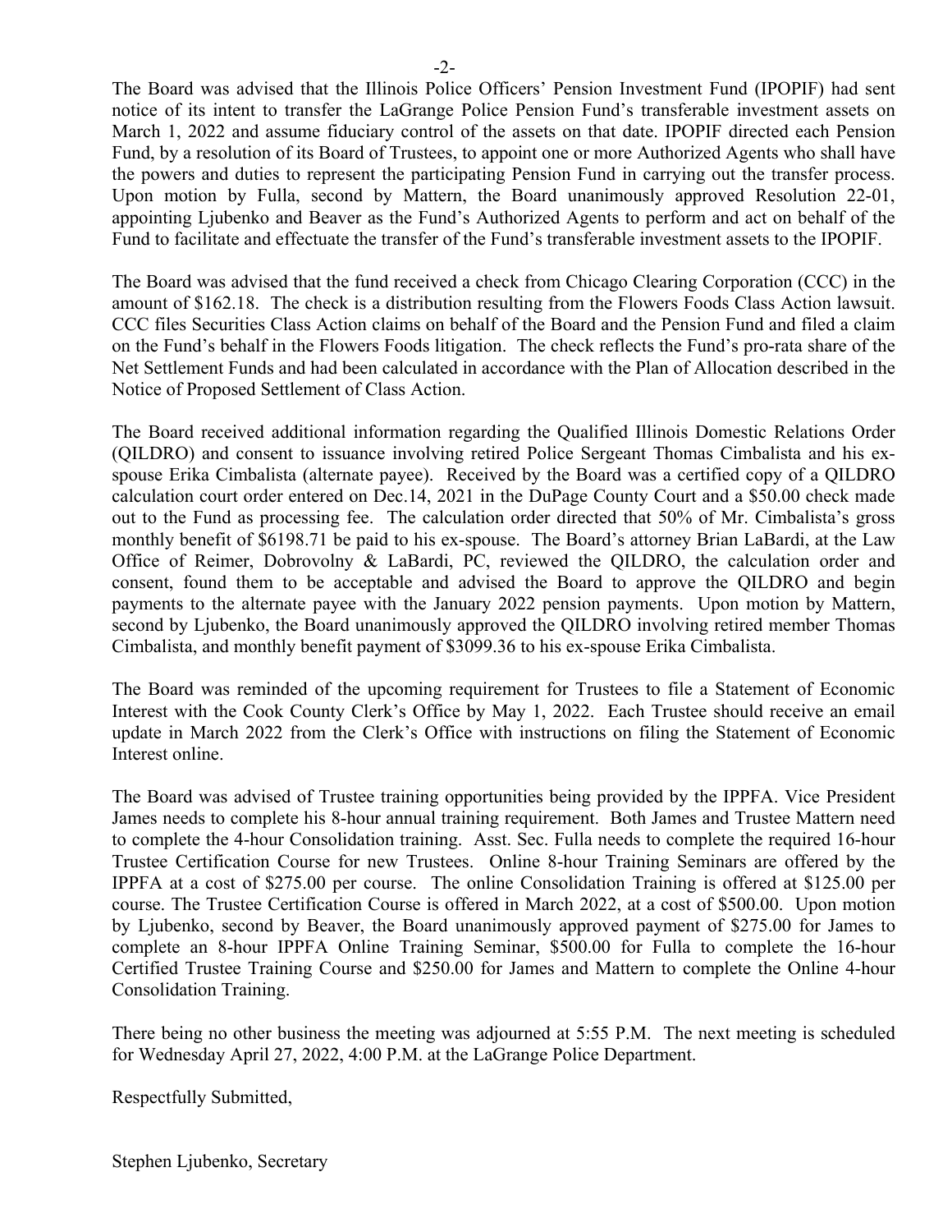The Board was advised that the Illinois Police Officers' Pension Investment Fund (IPOPIF) had sent notice of its intent to transfer the LaGrange Police Pension Fund's transferable investment assets on March 1, 2022 and assume fiduciary control of the assets on that date. IPOPIF directed each Pension Fund, by a resolution of its Board of Trustees, to appoint one or more Authorized Agents who shall have the powers and duties to represent the participating Pension Fund in carrying out the transfer process. Upon motion by Fulla, second by Mattern, the Board unanimously approved Resolution 22-01, appointing Ljubenko and Beaver as the Fund's Authorized Agents to perform and act on behalf of the Fund to facilitate and effectuate the transfer of the Fund's transferable investment assets to the IPOPIF.

The Board was advised that the fund received a check from Chicago Clearing Corporation (CCC) in the amount of $162.18. The check is a distribution resulting from the Flowers Foods Class Action lawsuit. CCC files Securities Class Action claims on behalf of the Board and the Pension Fund and filed a claim on the Fund's behalf in the Flowers Foods litigation. The check reflects the Fund's pro-rata share of the Net Settlement Funds and had been calculated in accordance with the Plan of Allocation described in the Notice of Proposed Settlement of Class Action.

The Board received additional information regarding the Qualified Illinois Domestic Relations Order (QILDRO) and consent to issuance involving retired Police Sergeant Thomas Cimbalista and his ex-spouse Erika Cimbalista (alternate payee). Received by the Board was a certified copy of a QILDRO calculation court order entered on Dec.14, 2021 in the DuPage County Court and a $50.00 check made out to the Fund as processing fee. The calculation order directed that 50% of Mr. Cimbalista's gross monthly benefit of $6198.71 be paid to his ex-spouse. The Board's attorney Brian LaBardi, at the Law Office of Reimer, Dobrovolny & LaBardi, PC, reviewed the QILDRO, the calculation order and consent, found them to be acceptable and advised the Board to approve the QILDRO and begin payments to the alternate payee with the January 2022 pension payments. Upon motion by Mattern, second by Ljubenko, the Board unanimously approved the QILDRO involving retired member Thomas Cimbalista, and monthly benefit payment of $3099.36 to his ex-spouse Erika Cimbalista.

The Board was reminded of the upcoming requirement for Trustees to file a Statement of Economic Interest with the Cook County Clerk's Office by May 1, 2022. Each Trustee should receive an email update in March 2022 from the Clerk's Office with instructions on filing the Statement of Economic Interest online.

The Board was advised of Trustee training opportunities being provided by the IPPFA. Vice President James needs to complete his 8-hour annual training requirement. Both James and Trustee Mattern need to complete the 4-hour Consolidation training. Asst. Sec. Fulla needs to complete the required 16-hour Trustee Certification Course for new Trustees. Online 8-hour Training Seminars are offered by the IPPFA at a cost of $275.00 per course. The online Consolidation Training is offered at $125.00 per course. The Trustee Certification Course is offered in March 2022, at a cost of $500.00. Upon motion by Ljubenko, second by Beaver, the Board unanimously approved payment of $275.00 for James to complete an 8-hour IPPFA Online Training Seminar, $500.00 for Fulla to complete the 16-hour Certified Trustee Training Course and $250.00 for James and Mattern to complete the Online 4-hour Consolidation Training.

There being no other business the meeting was adjourned at 5:55 P.M. The next meeting is scheduled for Wednesday April 27, 2022, 4:00 P.M. at the LaGrange Police Department.

Respectfully Submitted,

Stephen Ljubenko, Secretary